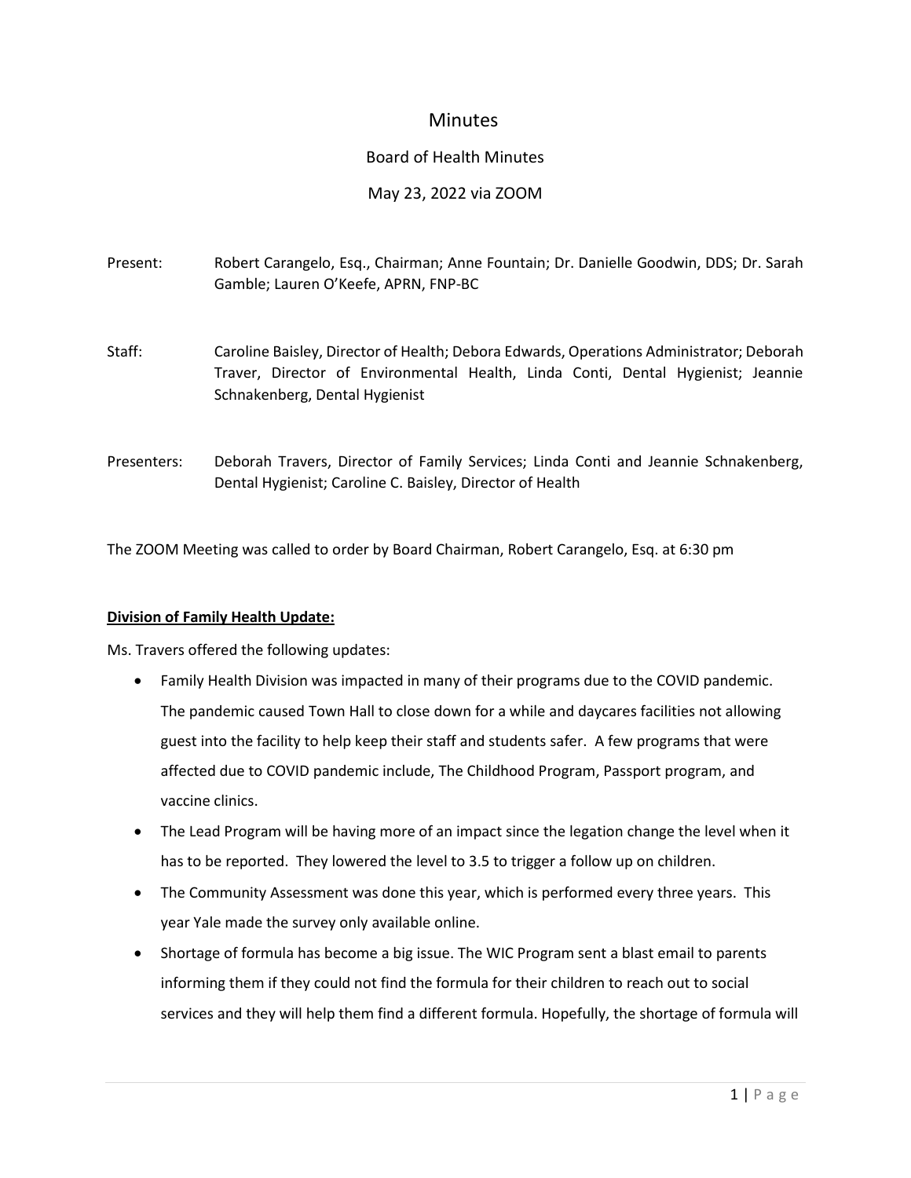# Minutes

## Board of Health Minutes

May 23, 2022 via ZOOM

Present: Robert Carangelo, Esq., Chairman; Anne Fountain; Dr. Danielle Goodwin, DDS; Dr. Sarah Gamble; Lauren O'Keefe, APRN, FNP-BC

Staff: Caroline Baisley, Director of Health; Debora Edwards, Operations Administrator; Deborah Traver, Director of Environmental Health, Linda Conti, Dental Hygienist; Jeannie Schnakenberg, Dental Hygienist

Presenters: Deborah Travers, Director of Family Services; Linda Conti and Jeannie Schnakenberg, Dental Hygienist; Caroline C. Baisley, Director of Health

The ZOOM Meeting was called to order by Board Chairman, Robert Carangelo, Esq. at 6:30 pm

**Division of Family Health Update:**

Ms. Travers offered the following updates:

- Family Health Division was impacted in many of their programs due to the COVID pandemic. The pandemic caused Town Hall to close down for a while and daycares facilities not allowing guest into the facility to help keep their staff and students safer. A few programs that were affected due to COVID pandemic include, The Childhood Program, Passport program, and vaccine clinics.
- The Lead Program will be having more of an impact since the legation change the level when it has to be reported. They lowered the level to 3.5 to trigger a follow up on children.
- The Community Assessment was done this year, which is performed every three years. This year Yale made the survey only available online.
- Shortage of formula has become a big issue. The WIC Program sent a blast email to parents informing them if they could not find the formula for their children to reach out to social services and they will help them find a different formula. Hopefully, the shortage of formula will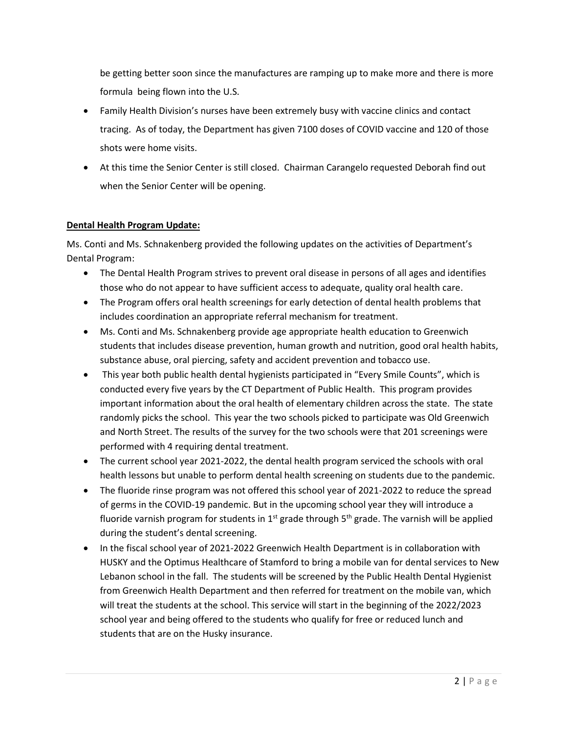be getting better soon since the manufactures are ramping up to make more and there is more formula being flown into the U.S.

- Family Health Division's nurses have been extremely busy with vaccine clinics and contact tracing. As of today, the Department has given 7100 doses of COVID vaccine and 120 of those shots were home visits.
- At this time the Senior Center is still closed. Chairman Carangelo requested Deborah find out when the Senior Center will be opening.

**Dental Health Program Update:**

Ms. Conti and Ms. Schnakenberg provided the following updates on the activities of Department's Dental Program:

- The Dental Health Program strives to prevent oral disease in persons of all ages and identifies those who do not appear to have sufficient access to adequate, quality oral health care.
- The Program offers oral health screenings for early detection of dental health problems that includes coordination an appropriate referral mechanism for treatment.
- Ms. Conti and Ms. Schnakenberg provide age appropriate health education to Greenwich students that includes disease prevention, human growth and nutrition, good oral health habits, substance abuse, oral piercing, safety and accident prevention and tobacco use.
- This year both public health dental hygienists participated in "Every Smile Counts", which is conducted every five years by the CT Department of Public Health. This program provides important information about the oral health of elementary children across the state. The state randomly picks the school. This year the two schools picked to participate was Old Greenwich and North Street. The results of the survey for the two schools were that 201 screenings were performed with 4 requiring dental treatment.
- The current school year 2021-2022, the dental health program serviced the schools with oral health lessons but unable to perform dental health screening on students due to the pandemic.
- The fluoride rinse program was not offered this school year of 2021-2022 to reduce the spread of germs in the COVID-19 pandemic. But in the upcoming school year they will introduce a fluoride varnish program for students in 1st grade through 5th grade. The varnish will be applied during the student's dental screening.
- In the fiscal school year of 2021-2022 Greenwich Health Department is in collaboration with HUSKY and the Optimus Healthcare of Stamford to bring a mobile van for dental services to New Lebanon school in the fall. The students will be screened by the Public Health Dental Hygienist from Greenwich Health Department and then referred for treatment on the mobile van, which will treat the students at the school. This service will start in the beginning of the 2022/2023 school year and being offered to the students who qualify for free or reduced lunch and students that are on the Husky insurance.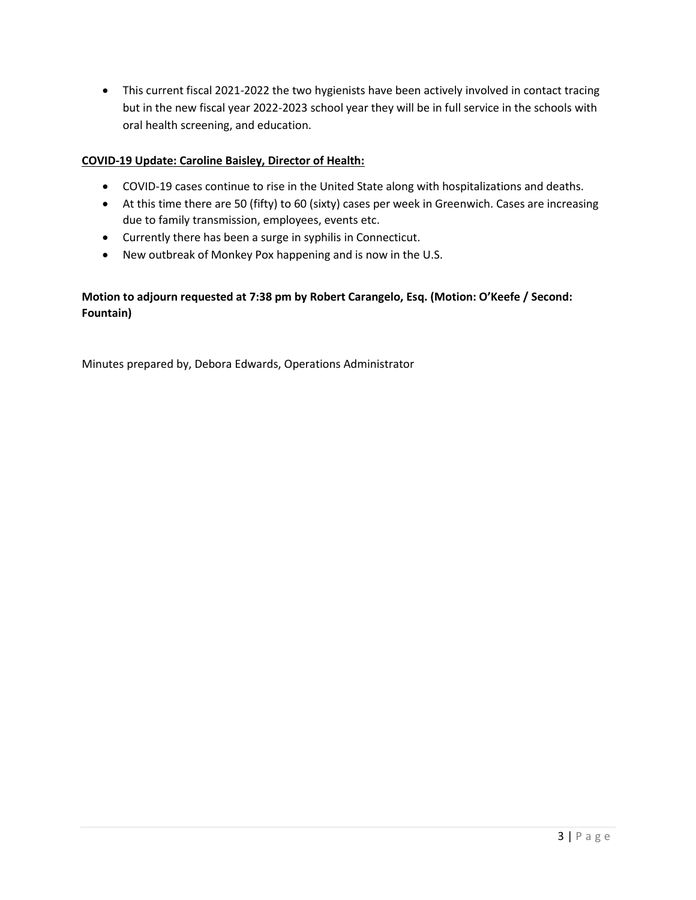- This current fiscal 2021-2022 the two hygienists have been actively involved in contact tracing but in the new fiscal year 2022-2023 school year they will be in full service in the schools with oral health screening, and education.

**COVID-19 Update: Caroline Baisley, Director of Health:**

- COVID-19 cases continue to rise in the United State along with hospitalizations and deaths.
- At this time there are 50 (fifty) to 60 (sixty) cases per week in Greenwich. Cases are increasing due to family transmission, employees, events etc.
- Currently there has been a surge in syphilis in Connecticut.
- New outbreak of Monkey Pox happening and is now in the U.S.

**Motion to adjourn requested at 7:38 pm by Robert Carangelo, Esq. (Motion: O'Keefe / Second: Fountain)**

Minutes prepared by, Debora Edwards, Operations Administrator